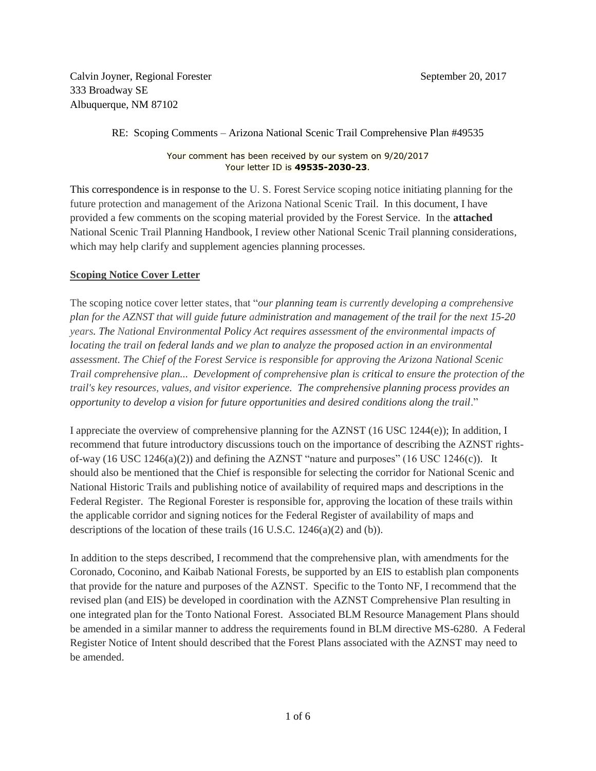Calvin Joyner, Regional Forester
333 Broadway SE
Albuquerque, NM 87102

September 20, 2017

RE: Scoping Comments – Arizona National Scenic Trail Comprehensive Plan #49535

Your comment has been received by our system on 9/20/2017
Your letter ID is **49535-2030-23**.

This correspondence is in response to the U. S. Forest Service scoping notice initiating planning for the future protection and management of the Arizona National Scenic Trail. In this document, I have provided a few comments on the scoping material provided by the Forest Service. In the **attached** National Scenic Trail Planning Handbook, I review other National Scenic Trail planning considerations, which may help clarify and supplement agencies planning processes.

**Scoping Notice Cover Letter**

The scoping notice cover letter states, that "*our planning team is currently developing a comprehensive plan for the AZNST that will guide future administration and management of the trail for the next 15-20 years. The National Environmental Policy Act requires assessment of the environmental impacts of locating the trail on federal lands and we plan to analyze the proposed action in an environmental assessment. The Chief of the Forest Service is responsible for approving the Arizona National Scenic Trail comprehensive plan... Development of comprehensive plan is critical to ensure the protection of the trail's key resources, values, and visitor experience. The comprehensive planning process provides an opportunity to develop a vision for future opportunities and desired conditions along the trail*."

I appreciate the overview of comprehensive planning for the AZNST (16 USC 1244(e)); In addition, I recommend that future introductory discussions touch on the importance of describing the AZNST rights-of-way (16 USC 1246(a)(2)) and defining the AZNST "nature and purposes" (16 USC 1246(c)). It should also be mentioned that the Chief is responsible for selecting the corridor for National Scenic and National Historic Trails and publishing notice of availability of required maps and descriptions in the Federal Register. The Regional Forester is responsible for, approving the location of these trails within the applicable corridor and signing notices for the Federal Register of availability of maps and descriptions of the location of these trails (16 U.S.C. 1246(a)(2) and (b)).

In addition to the steps described, I recommend that the comprehensive plan, with amendments for the Coronado, Coconino, and Kaibab National Forests, be supported by an EIS to establish plan components that provide for the nature and purposes of the AZNST. Specific to the Tonto NF, I recommend that the revised plan (and EIS) be developed in coordination with the AZNST Comprehensive Plan resulting in one integrated plan for the Tonto National Forest. Associated BLM Resource Management Plans should be amended in a similar manner to address the requirements found in BLM directive MS-6280. A Federal Register Notice of Intent should described that the Forest Plans associated with the AZNST may need to be amended.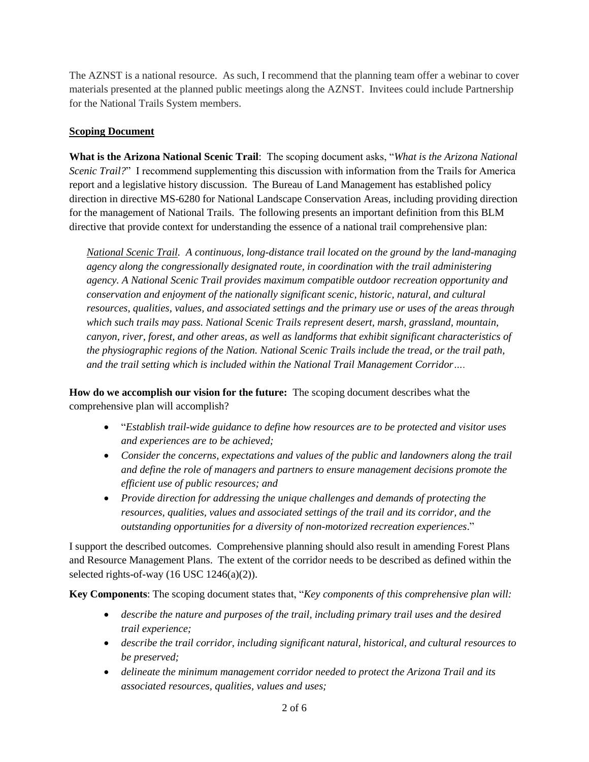The AZNST is a national resource. As such, I recommend that the planning team offer a webinar to cover materials presented at the planned public meetings along the AZNST. Invitees could include Partnership for the National Trails System members.

**Scoping Document**

**What is the Arizona National Scenic Trail**: The scoping document asks, "*What is the Arizona National Scenic Trail?*" I recommend supplementing this discussion with information from the Trails for America report and a legislative history discussion. The Bureau of Land Management has established policy direction in directive MS-6280 for National Landscape Conservation Areas, including providing direction for the management of National Trails. The following presents an important definition from this BLM directive that provide context for understanding the essence of a national trail comprehensive plan:

> *National Scenic Trail. A continuous, long-distance trail located on the ground by the land-managing agency along the congressionally designated route, in coordination with the trail administering agency. A National Scenic Trail provides maximum compatible outdoor recreation opportunity and conservation and enjoyment of the nationally significant scenic, historic, natural, and cultural resources, qualities, values, and associated settings and the primary use or uses of the areas through which such trails may pass. National Scenic Trails represent desert, marsh, grassland, mountain, canyon, river, forest, and other areas, as well as landforms that exhibit significant characteristics of the physiographic regions of the Nation. National Scenic Trails include the tread, or the trail path, and the trail setting which is included within the National Trail Management Corridor….*

**How do we accomplish our vision for the future:** The scoping document describes what the comprehensive plan will accomplish?

- "*Establish trail-wide guidance to define how resources are to be protected and visitor uses and experiences are to be achieved;*
- *Consider the concerns, expectations and values of the public and landowners along the trail and define the role of managers and partners to ensure management decisions promote the efficient use of public resources; and*
- *Provide direction for addressing the unique challenges and demands of protecting the resources, qualities, values and associated settings of the trail and its corridor, and the outstanding opportunities for a diversity of non-motorized recreation experiences*."

I support the described outcomes. Comprehensive planning should also result in amending Forest Plans and Resource Management Plans. The extent of the corridor needs to be described as defined within the selected rights-of-way (16 USC 1246(a)(2)).

**Key Components**: The scoping document states that, "*Key components of this comprehensive plan will:*

- *describe the nature and purposes of the trail, including primary trail uses and the desired trail experience;*
- *describe the trail corridor, including significant natural, historical, and cultural resources to be preserved;*
- *delineate the minimum management corridor needed to protect the Arizona Trail and its associated resources, qualities, values and uses;*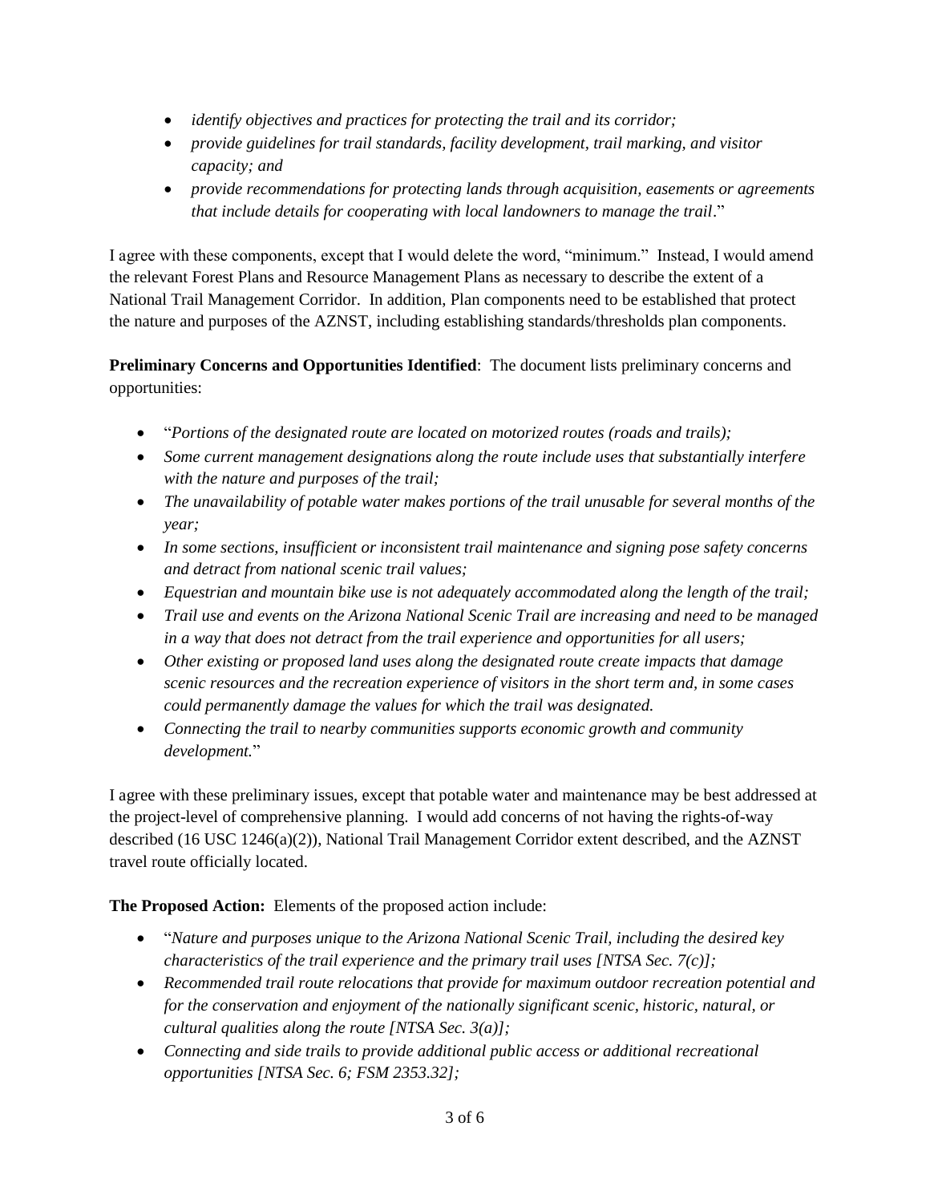- *identify objectives and practices for protecting the trail and its corridor;*
- *provide guidelines for trail standards, facility development, trail marking, and visitor capacity; and*
- *provide recommendations for protecting lands through acquisition, easements or agreements that include details for cooperating with local landowners to manage the trail*."

I agree with these components, except that I would delete the word, "minimum." Instead, I would amend the relevant Forest Plans and Resource Management Plans as necessary to describe the extent of a National Trail Management Corridor. In addition, Plan components need to be established that protect the nature and purposes of the AZNST, including establishing standards/thresholds plan components.

**Preliminary Concerns and Opportunities Identified**: The document lists preliminary concerns and opportunities:

- "*Portions of the designated route are located on motorized routes (roads and trails);*
- *Some current management designations along the route include uses that substantially interfere with the nature and purposes of the trail;*
- *The unavailability of potable water makes portions of the trail unusable for several months of the year;*
- *In some sections, insufficient or inconsistent trail maintenance and signing pose safety concerns and detract from national scenic trail values;*
- *Equestrian and mountain bike use is not adequately accommodated along the length of the trail;*
- *Trail use and events on the Arizona National Scenic Trail are increasing and need to be managed in a way that does not detract from the trail experience and opportunities for all users;*
- *Other existing or proposed land uses along the designated route create impacts that damage scenic resources and the recreation experience of visitors in the short term and, in some cases could permanently damage the values for which the trail was designated.*
- *Connecting the trail to nearby communities supports economic growth and community development.*"

I agree with these preliminary issues, except that potable water and maintenance may be best addressed at the project-level of comprehensive planning. I would add concerns of not having the rights-of-way described (16 USC 1246(a)(2)), National Trail Management Corridor extent described, and the AZNST travel route officially located.

**The Proposed Action:** Elements of the proposed action include:

- "*Nature and purposes unique to the Arizona National Scenic Trail, including the desired key characteristics of the trail experience and the primary trail uses [NTSA Sec. 7(c)];*
- *Recommended trail route relocations that provide for maximum outdoor recreation potential and for the conservation and enjoyment of the nationally significant scenic, historic, natural, or cultural qualities along the route [NTSA Sec. 3(a)];*
- *Connecting and side trails to provide additional public access or additional recreational opportunities [NTSA Sec. 6; FSM 2353.32];*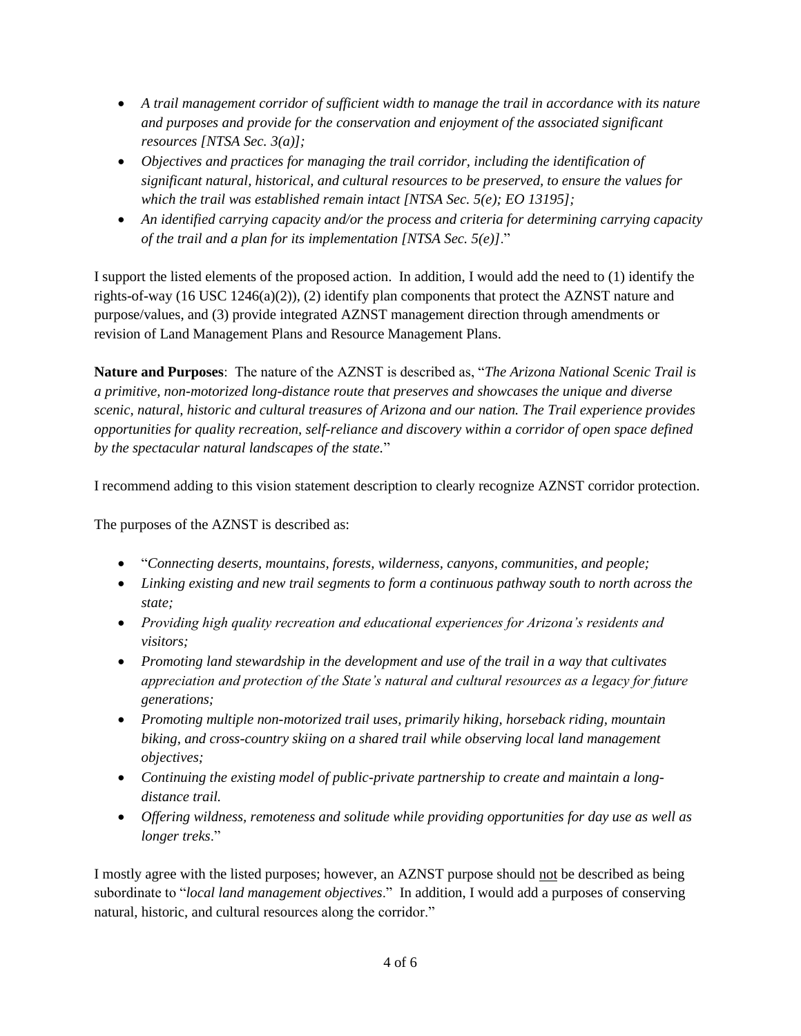- *A trail management corridor of sufficient width to manage the trail in accordance with its nature and purposes and provide for the conservation and enjoyment of the associated significant resources [NTSA Sec. 3(a)];*
- *Objectives and practices for managing the trail corridor, including the identification of significant natural, historical, and cultural resources to be preserved, to ensure the values for which the trail was established remain intact [NTSA Sec. 5(e); EO 13195];*
- *An identified carrying capacity and/or the process and criteria for determining carrying capacity of the trail and a plan for its implementation [NTSA Sec. 5(e)]*."

I support the listed elements of the proposed action. In addition, I would add the need to (1) identify the rights-of-way (16 USC 1246(a)(2)), (2) identify plan components that protect the AZNST nature and purpose/values, and (3) provide integrated AZNST management direction through amendments or revision of Land Management Plans and Resource Management Plans.

**Nature and Purposes**: The nature of the AZNST is described as, "*The Arizona National Scenic Trail is a primitive, non-motorized long-distance route that preserves and showcases the unique and diverse scenic, natural, historic and cultural treasures of Arizona and our nation. The Trail experience provides opportunities for quality recreation, self-reliance and discovery within a corridor of open space defined by the spectacular natural landscapes of the state.*"

I recommend adding to this vision statement description to clearly recognize AZNST corridor protection.

The purposes of the AZNST is described as:

- "*Connecting deserts, mountains, forests, wilderness, canyons, communities, and people;*
- *Linking existing and new trail segments to form a continuous pathway south to north across the state;*
- *Providing high quality recreation and educational experiences for Arizona's residents and visitors;*
- *Promoting land stewardship in the development and use of the trail in a way that cultivates appreciation and protection of the State's natural and cultural resources as a legacy for future generations;*
- *Promoting multiple non-motorized trail uses, primarily hiking, horseback riding, mountain biking, and cross-country skiing on a shared trail while observing local land management objectives;*
- *Continuing the existing model of public-private partnership to create and maintain a long-distance trail.*
- *Offering wildness, remoteness and solitude while providing opportunities for day use as well as longer treks*."

I mostly agree with the listed purposes; however, an AZNST purpose should <u>not</u> be described as being subordinate to "*local land management objectives*." In addition, I would add a purposes of conserving natural, historic, and cultural resources along the corridor."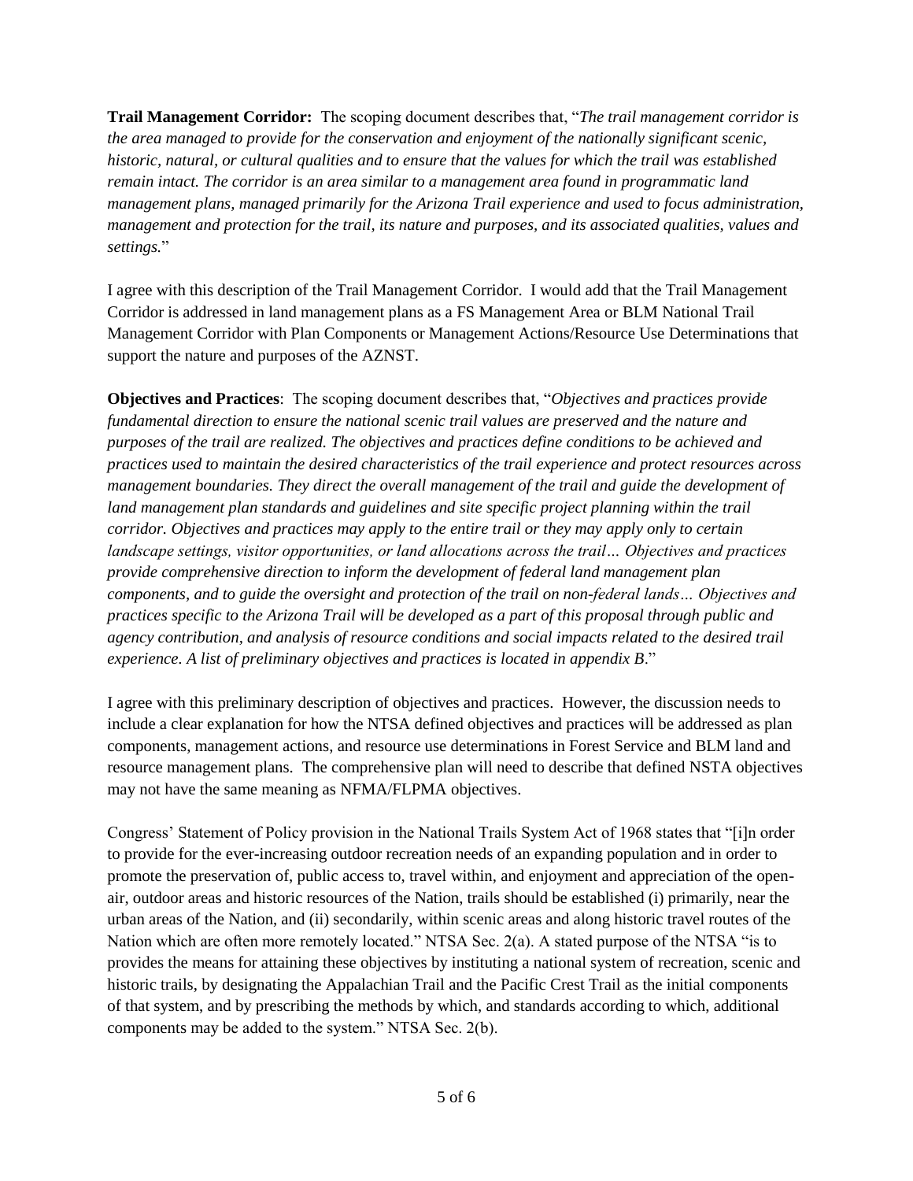**Trail Management Corridor:** The scoping document describes that, "*The trail management corridor is the area managed to provide for the conservation and enjoyment of the nationally significant scenic, historic, natural, or cultural qualities and to ensure that the values for which the trail was established remain intact. The corridor is an area similar to a management area found in programmatic land management plans, managed primarily for the Arizona Trail experience and used to focus administration, management and protection for the trail, its nature and purposes, and its associated qualities, values and settings.*"

I agree with this description of the Trail Management Corridor. I would add that the Trail Management Corridor is addressed in land management plans as a FS Management Area or BLM National Trail Management Corridor with Plan Components or Management Actions/Resource Use Determinations that support the nature and purposes of the AZNST.

**Objectives and Practices**: The scoping document describes that, "*Objectives and practices provide fundamental direction to ensure the national scenic trail values are preserved and the nature and purposes of the trail are realized. The objectives and practices define conditions to be achieved and practices used to maintain the desired characteristics of the trail experience and protect resources across management boundaries. They direct the overall management of the trail and guide the development of land management plan standards and guidelines and site specific project planning within the trail corridor. Objectives and practices may apply to the entire trail or they may apply only to certain landscape settings, visitor opportunities, or land allocations across the trail… Objectives and practices provide comprehensive direction to inform the development of federal land management plan components, and to guide the oversight and protection of the trail on non-federal lands… Objectives and practices specific to the Arizona Trail will be developed as a part of this proposal through public and agency contribution, and analysis of resource conditions and social impacts related to the desired trail experience. A list of preliminary objectives and practices is located in appendix B*."

I agree with this preliminary description of objectives and practices. However, the discussion needs to include a clear explanation for how the NTSA defined objectives and practices will be addressed as plan components, management actions, and resource use determinations in Forest Service and BLM land and resource management plans. The comprehensive plan will need to describe that defined NSTA objectives may not have the same meaning as NFMA/FLPMA objectives.

Congress' Statement of Policy provision in the National Trails System Act of 1968 states that "[i]n order to provide for the ever-increasing outdoor recreation needs of an expanding population and in order to promote the preservation of, public access to, travel within, and enjoyment and appreciation of the open-air, outdoor areas and historic resources of the Nation, trails should be established (i) primarily, near the urban areas of the Nation, and (ii) secondarily, within scenic areas and along historic travel routes of the Nation which are often more remotely located." NTSA Sec. 2(a). A stated purpose of the NTSA "is to provides the means for attaining these objectives by instituting a national system of recreation, scenic and historic trails, by designating the Appalachian Trail and the Pacific Crest Trail as the initial components of that system, and by prescribing the methods by which, and standards according to which, additional components may be added to the system." NTSA Sec. 2(b).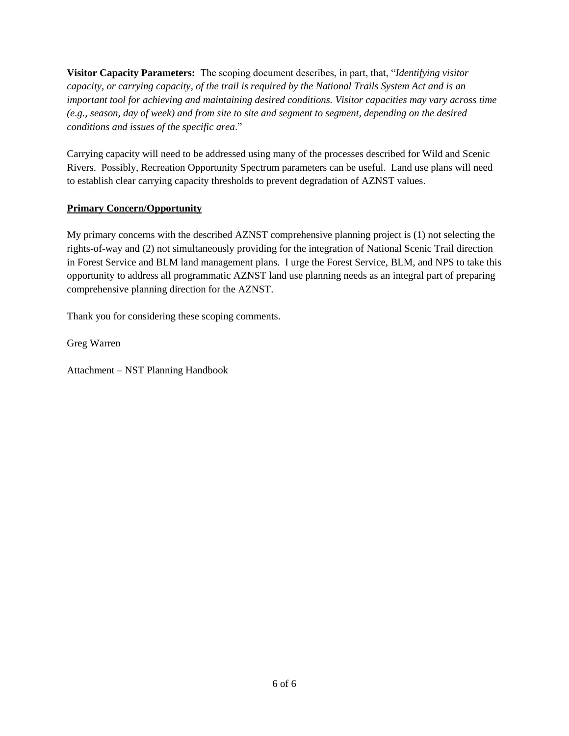**Visitor Capacity Parameters:** The scoping document describes, in part, that, "*Identifying visitor capacity, or carrying capacity, of the trail is required by the National Trails System Act and is an important tool for achieving and maintaining desired conditions. Visitor capacities may vary across time (e.g., season, day of week) and from site to site and segment to segment, depending on the desired conditions and issues of the specific area*."

Carrying capacity will need to be addressed using many of the processes described for Wild and Scenic Rivers. Possibly, Recreation Opportunity Spectrum parameters can be useful. Land use plans will need to establish clear carrying capacity thresholds to prevent degradation of AZNST values.

**Primary Concern/Opportunity**

My primary concerns with the described AZNST comprehensive planning project is (1) not selecting the rights-of-way and (2) not simultaneously providing for the integration of National Scenic Trail direction in Forest Service and BLM land management plans. I urge the Forest Service, BLM, and NPS to take this opportunity to address all programmatic AZNST land use planning needs as an integral part of preparing comprehensive planning direction for the AZNST.

Thank you for considering these scoping comments.

Greg Warren

Attachment – NST Planning Handbook